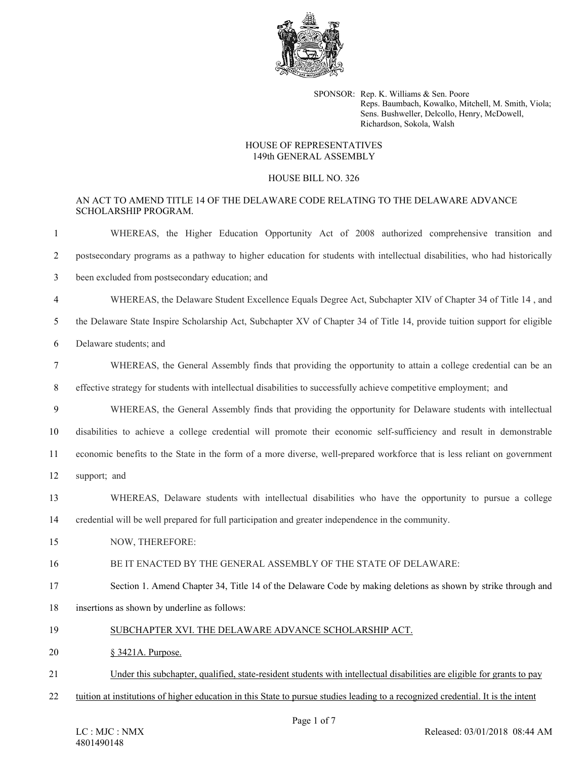SPONSOR: Rep. K. Williams & Sen. Poore
Reps. Baumbach, Kowalko, Mitchell, M. Smith, Viola;
Sens. Bushweller, Delcollo, Henry, McDowell,
Richardson, Sokola, Walsh

HOUSE OF REPRESENTATIVES
149th GENERAL ASSEMBLY

HOUSE BILL NO. 326

AN ACT TO AMEND TITLE 14 OF THE DELAWARE CODE RELATING TO THE DELAWARE ADVANCE SCHOLARSHIP PROGRAM.

1 WHEREAS, the Higher Education Opportunity Act of 2008 authorized comprehensive transition and
2 postsecondary programs as a pathway to higher education for students with intellectual disabilities, who had historically
3 been excluded from postsecondary education; and

4 WHEREAS, the Delaware Student Excellence Equals Degree Act, Subchapter XIV of Chapter 34 of Title 14 , and
5 the Delaware State Inspire Scholarship Act, Subchapter XV of Chapter 34 of Title 14, provide tuition support for eligible
6 Delaware students; and

7 WHEREAS, the General Assembly finds that providing the opportunity to attain a college credential can be an
8 effective strategy for students with intellectual disabilities to successfully achieve competitive employment; and

9 WHEREAS, the General Assembly finds that providing the opportunity for Delaware students with intellectual
10 disabilities to achieve a college credential will promote their economic self-sufficiency and result in demonstrable
11 economic benefits to the State in the form of a more diverse, well-prepared workforce that is less reliant on government
12 support; and

13 WHEREAS, Delaware students with intellectual disabilities who have the opportunity to pursue a college
14 credential will be well prepared for full participation and greater independence in the community.

15 NOW, THEREFORE:

16 BE IT ENACTED BY THE GENERAL ASSEMBLY OF THE STATE OF DELAWARE:

17 Section 1. Amend Chapter 34, Title 14 of the Delaware Code by making deletions as shown by strike through and
18 insertions as shown by underline as follows:

19 <u>SUBCHAPTER XVI. THE DELAWARE ADVANCE SCHOLARSHIP ACT.</u>

20 <u>§ 3421A. Purpose.</u>

21 <u>Under this subchapter, qualified, state-resident students with intellectual disabilities are eligible for grants to pay</u>
22 <u>tuition at institutions of higher education in this State to pursue studies leading to a recognized credential. It is the intent</u>

LC : MJC : NMX
4801490148

Released: 03/01/2018 08:44 AM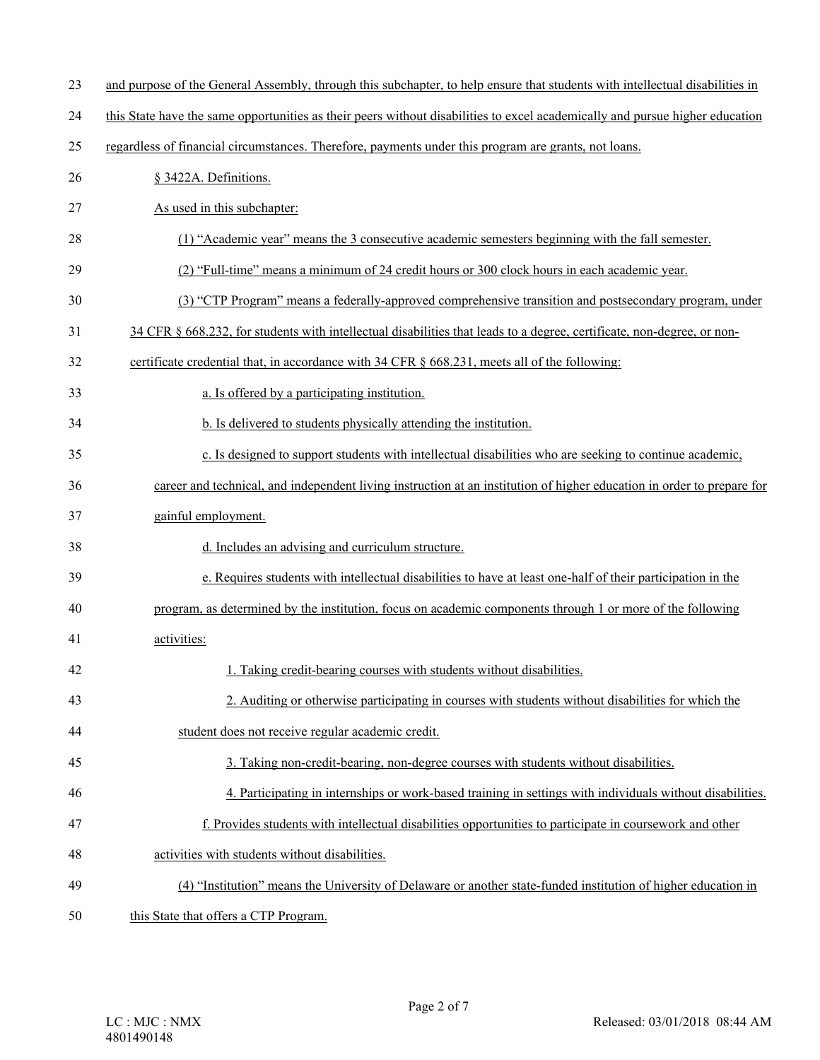and purpose of the General Assembly, through this subchapter, to help ensure that students with intellectual disabilities in this State have the same opportunities as their peers without disabilities to excel academically and pursue higher education regardless of financial circumstances. Therefore, payments under this program are grants, not loans.

§ 3422A. Definitions.

As used in this subchapter:

(1) "Academic year" means the 3 consecutive academic semesters beginning with the fall semester.

(2) "Full-time" means a minimum of 24 credit hours or 300 clock hours in each academic year.

(3) "CTP Program" means a federally-approved comprehensive transition and postsecondary program, under 34 CFR § 668.232, for students with intellectual disabilities that leads to a degree, certificate, non-degree, or non-certificate credential that, in accordance with 34 CFR § 668.231, meets all of the following:

a. Is offered by a participating institution.

b. Is delivered to students physically attending the institution.

c. Is designed to support students with intellectual disabilities who are seeking to continue academic, career and technical, and independent living instruction at an institution of higher education in order to prepare for gainful employment.

d. Includes an advising and curriculum structure.

e. Requires students with intellectual disabilities to have at least one-half of their participation in the program, as determined by the institution, focus on academic components through 1 or more of the following activities:

1. Taking credit-bearing courses with students without disabilities.

2. Auditing or otherwise participating in courses with students without disabilities for which the student does not receive regular academic credit.

3. Taking non-credit-bearing, non-degree courses with students without disabilities.

4. Participating in internships or work-based training in settings with individuals without disabilities.

f. Provides students with intellectual disabilities opportunities to participate in coursework and other activities with students without disabilities.

(4) "Institution" means the University of Delaware or another state-funded institution of higher education in this State that offers a CTP Program.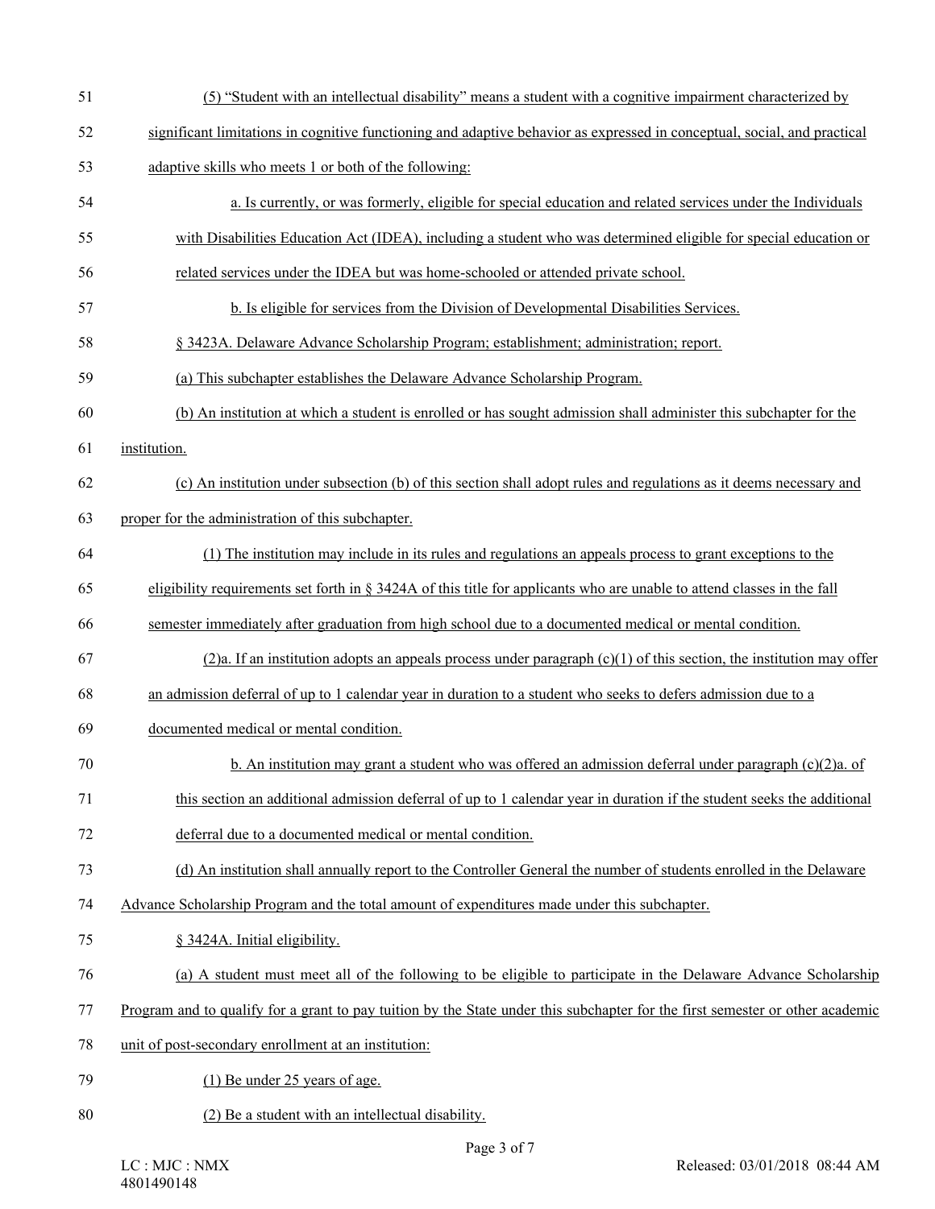(5) "Student with an intellectual disability" means a student with a cognitive impairment characterized by significant limitations in cognitive functioning and adaptive behavior as expressed in conceptual, social, and practical adaptive skills who meets 1 or both of the following:

a. Is currently, or was formerly, eligible for special education and related services under the Individuals with Disabilities Education Act (IDEA), including a student who was determined eligible for special education or related services under the IDEA but was home-schooled or attended private school.

b. Is eligible for services from the Division of Developmental Disabilities Services.

§ 3423A. Delaware Advance Scholarship Program; establishment; administration; report.

(a) This subchapter establishes the Delaware Advance Scholarship Program.

(b) An institution at which a student is enrolled or has sought admission shall administer this subchapter for the institution.

(c) An institution under subsection (b) of this section shall adopt rules and regulations as it deems necessary and proper for the administration of this subchapter.

(1) The institution may include in its rules and regulations an appeals process to grant exceptions to the eligibility requirements set forth in § 3424A of this title for applicants who are unable to attend classes in the fall semester immediately after graduation from high school due to a documented medical or mental condition.

(2)a. If an institution adopts an appeals process under paragraph (c)(1) of this section, the institution may offer an admission deferral of up to 1 calendar year in duration to a student who seeks to defers admission due to a documented medical or mental condition.

b. An institution may grant a student who was offered an admission deferral under paragraph (c)(2)a. of this section an additional admission deferral of up to 1 calendar year in duration if the student seeks the additional deferral due to a documented medical or mental condition.

(d) An institution shall annually report to the Controller General the number of students enrolled in the Delaware Advance Scholarship Program and the total amount of expenditures made under this subchapter.

§ 3424A. Initial eligibility.

(a) A student must meet all of the following to be eligible to participate in the Delaware Advance Scholarship Program and to qualify for a grant to pay tuition by the State under this subchapter for the first semester or other academic unit of post-secondary enrollment at an institution:

(1) Be under 25 years of age.

(2) Be a student with an intellectual disability.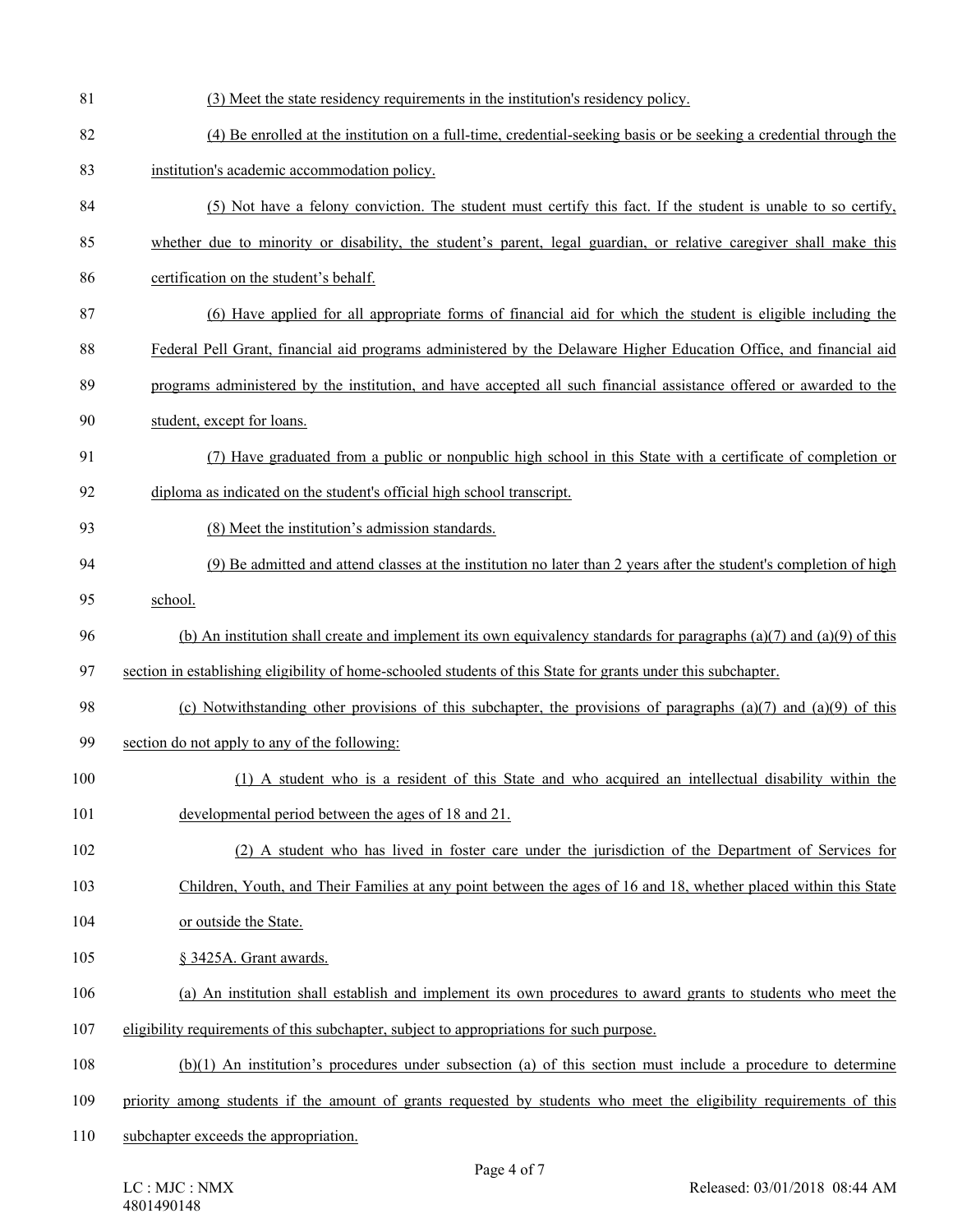(3) Meet the state residency requirements in the institution's residency policy.

(4) Be enrolled at the institution on a full-time, credential-seeking basis or be seeking a credential through the institution's academic accommodation policy.

(5) Not have a felony conviction. The student must certify this fact. If the student is unable to so certify, whether due to minority or disability, the student's parent, legal guardian, or relative caregiver shall make this certification on the student's behalf.

(6) Have applied for all appropriate forms of financial aid for which the student is eligible including the Federal Pell Grant, financial aid programs administered by the Delaware Higher Education Office, and financial aid programs administered by the institution, and have accepted all such financial assistance offered or awarded to the student, except for loans.

(7) Have graduated from a public or nonpublic high school in this State with a certificate of completion or diploma as indicated on the student's official high school transcript.

(8) Meet the institution's admission standards.

(9) Be admitted and attend classes at the institution no later than 2 years after the student's completion of high school.

(b) An institution shall create and implement its own equivalency standards for paragraphs (a)(7) and (a)(9) of this section in establishing eligibility of home-schooled students of this State for grants under this subchapter.

(c) Notwithstanding other provisions of this subchapter, the provisions of paragraphs (a)(7) and (a)(9) of this section do not apply to any of the following:

(1) A student who is a resident of this State and who acquired an intellectual disability within the developmental period between the ages of 18 and 21.

(2) A student who has lived in foster care under the jurisdiction of the Department of Services for Children, Youth, and Their Families at any point between the ages of 16 and 18, whether placed within this State or outside the State.

§ 3425A. Grant awards.

(a) An institution shall establish and implement its own procedures to award grants to students who meet the eligibility requirements of this subchapter, subject to appropriations for such purpose.

(b)(1) An institution's procedures under subsection (a) of this section must include a procedure to determine priority among students if the amount of grants requested by students who meet the eligibility requirements of this subchapter exceeds the appropriation.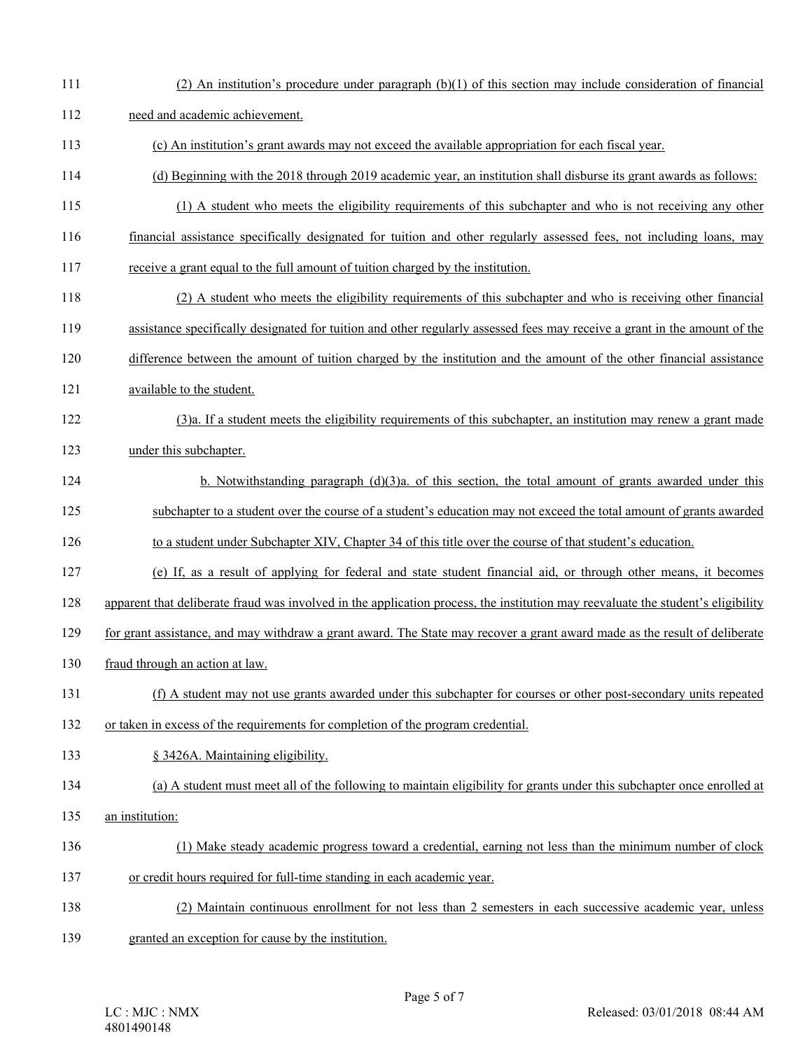(2) An institution's procedure under paragraph (b)(1) of this section may include consideration of financial need and academic achievement.

(c) An institution's grant awards may not exceed the available appropriation for each fiscal year.

(d) Beginning with the 2018 through 2019 academic year, an institution shall disburse its grant awards as follows:

(1) A student who meets the eligibility requirements of this subchapter and who is not receiving any other financial assistance specifically designated for tuition and other regularly assessed fees, not including loans, may receive a grant equal to the full amount of tuition charged by the institution.

(2) A student who meets the eligibility requirements of this subchapter and who is receiving other financial assistance specifically designated for tuition and other regularly assessed fees may receive a grant in the amount of the difference between the amount of tuition charged by the institution and the amount of the other financial assistance available to the student.

(3)a. If a student meets the eligibility requirements of this subchapter, an institution may renew a grant made under this subchapter.

b. Notwithstanding paragraph (d)(3)a. of this section, the total amount of grants awarded under this subchapter to a student over the course of a student's education may not exceed the total amount of grants awarded to a student under Subchapter XIV, Chapter 34 of this title over the course of that student's education.

(e) If, as a result of applying for federal and state student financial aid, or through other means, it becomes apparent that deliberate fraud was involved in the application process, the institution may reevaluate the student's eligibility for grant assistance, and may withdraw a grant award. The State may recover a grant award made as the result of deliberate fraud through an action at law.

(f) A student may not use grants awarded under this subchapter for courses or other post-secondary units repeated or taken in excess of the requirements for completion of the program credential.

§ 3426A. Maintaining eligibility.

(a) A student must meet all of the following to maintain eligibility for grants under this subchapter once enrolled at an institution:

(1) Make steady academic progress toward a credential, earning not less than the minimum number of clock or credit hours required for full-time standing in each academic year.

(2) Maintain continuous enrollment for not less than 2 semesters in each successive academic year, unless granted an exception for cause by the institution.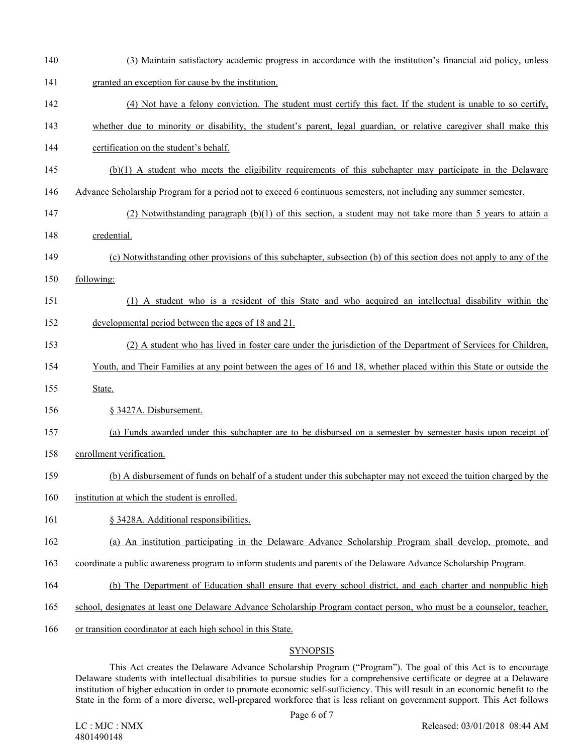(3) Maintain satisfactory academic progress in accordance with the institution's financial aid policy, unless granted an exception for cause by the institution.

(4) Not have a felony conviction. The student must certify this fact. If the student is unable to so certify, whether due to minority or disability, the student's parent, legal guardian, or relative caregiver shall make this certification on the student's behalf.

(b)(1) A student who meets the eligibility requirements of this subchapter may participate in the Delaware Advance Scholarship Program for a period not to exceed 6 continuous semesters, not including any summer semester.

(2) Notwithstanding paragraph (b)(1) of this section, a student may not take more than 5 years to attain a credential.

(c) Notwithstanding other provisions of this subchapter, subsection (b) of this section does not apply to any of the following:

(1) A student who is a resident of this State and who acquired an intellectual disability within the developmental period between the ages of 18 and 21.

(2) A student who has lived in foster care under the jurisdiction of the Department of Services for Children, Youth, and Their Families at any point between the ages of 16 and 18, whether placed within this State or outside the State.

§ 3427A. Disbursement.

(a) Funds awarded under this subchapter are to be disbursed on a semester by semester basis upon receipt of enrollment verification.

(b) A disbursement of funds on behalf of a student under this subchapter may not exceed the tuition charged by the institution at which the student is enrolled.

§ 3428A. Additional responsibilities.

(a) An institution participating in the Delaware Advance Scholarship Program shall develop, promote, and coordinate a public awareness program to inform students and parents of the Delaware Advance Scholarship Program.

(b) The Department of Education shall ensure that every school district, and each charter and nonpublic high school, designates at least one Delaware Advance Scholarship Program contact person, who must be a counselor, teacher, or transition coordinator at each high school in this State.

## SYNOPSIS

This Act creates the Delaware Advance Scholarship Program ("Program"). The goal of this Act is to encourage Delaware students with intellectual disabilities to pursue studies for a comprehensive certificate or degree at a Delaware institution of higher education in order to promote economic self-sufficiency. This will result in an economic benefit to the State in the form of a more diverse, well-prepared workforce that is less reliant on government support. This Act follows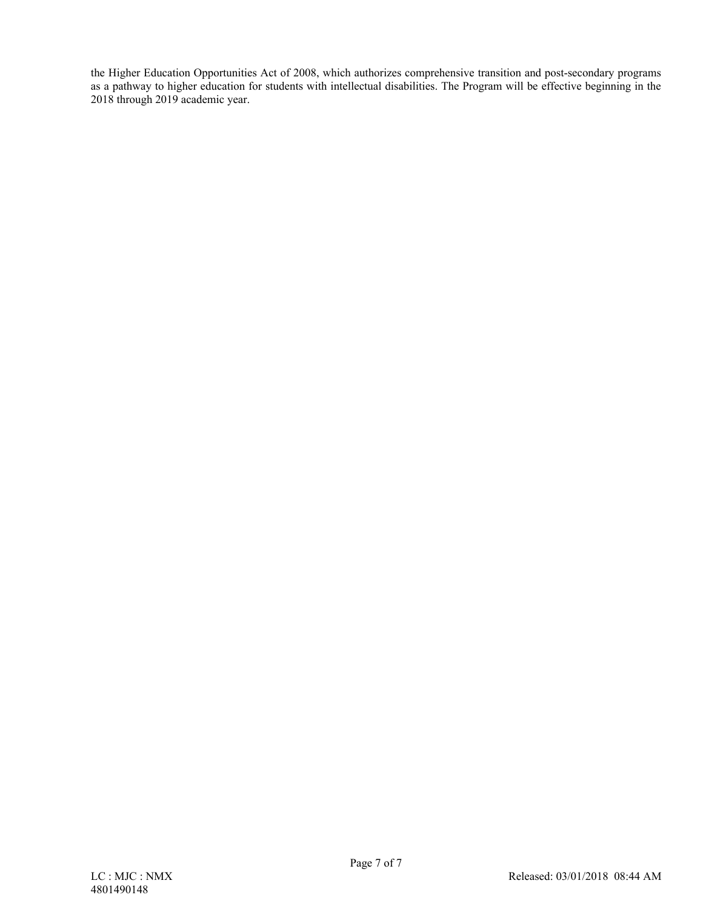the Higher Education Opportunities Act of 2008, which authorizes comprehensive transition and post-secondary programs as a pathway to higher education for students with intellectual disabilities. The Program will be effective beginning in the 2018 through 2019 academic year.